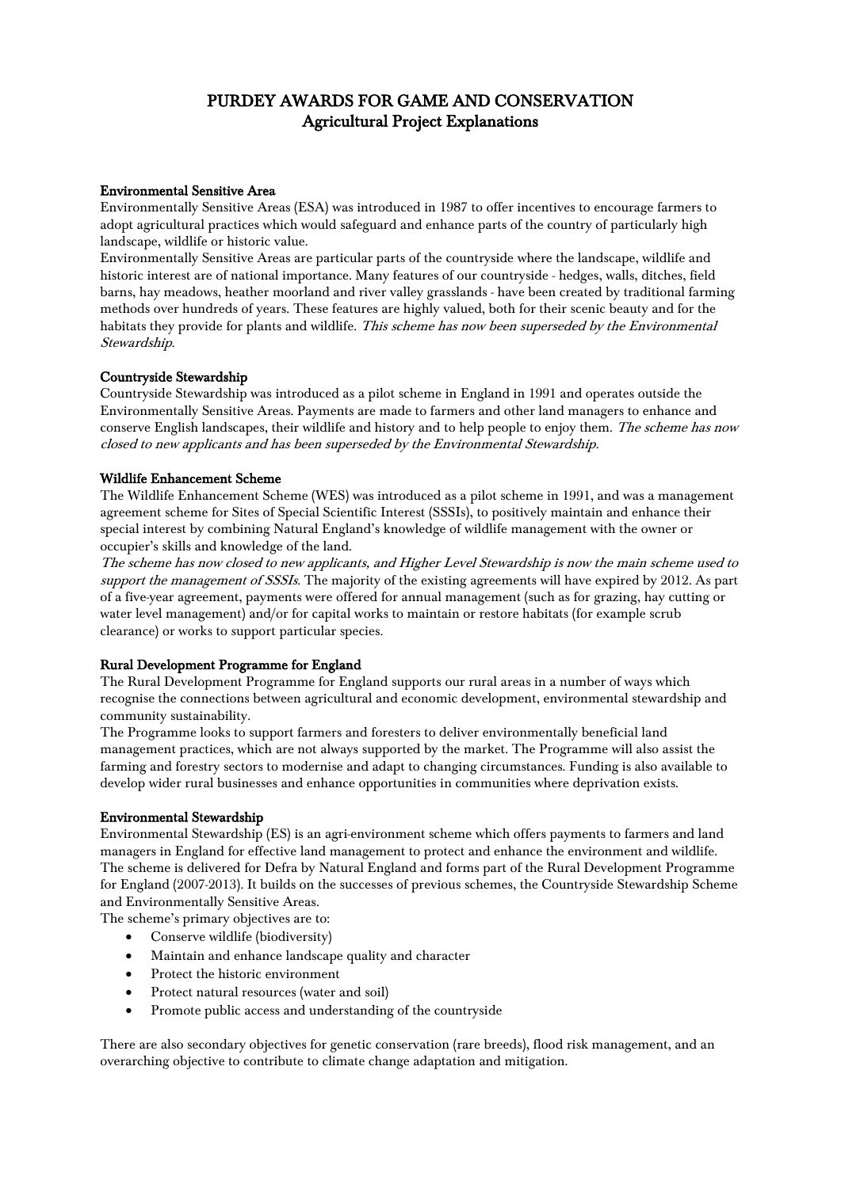# PURDEY AWARDS FOR GAME AND CONSERVATION
## Agricultural Project Explanations

### Environmental Sensitive Area

Environmentally Sensitive Areas (ESA) was introduced in 1987 to offer incentives to encourage farmers to adopt agricultural practices which would safeguard and enhance parts of the country of particularly high landscape, wildlife or historic value.

Environmentally Sensitive Areas are particular parts of the countryside where the landscape, wildlife and historic interest are of national importance. Many features of our countryside - hedges, walls, ditches, field barns, hay meadows, heather moorland and river valley grasslands - have been created by traditional farming methods over hundreds of years. These features are highly valued, both for their scenic beauty and for the habitats they provide for plants and wildlife. *This scheme has now been superseded by the Environmental Stewardship.*

### Countryside Stewardship

Countryside Stewardship was introduced as a pilot scheme in England in 1991 and operates outside the Environmentally Sensitive Areas. Payments are made to farmers and other land managers to enhance and conserve English landscapes, their wildlife and history and to help people to enjoy them. *The scheme has now closed to new applicants and has been superseded by the Environmental Stewardship.*

### Wildlife Enhancement Scheme

The Wildlife Enhancement Scheme (WES) was introduced as a pilot scheme in 1991, and was a management agreement scheme for Sites of Special Scientific Interest (SSSIs), to positively maintain and enhance their special interest by combining Natural England's knowledge of wildlife management with the owner or occupier's skills and knowledge of the land.

*The scheme has now closed to new applicants, and Higher Level Stewardship is now the main scheme used to support the management of SSSIs.* The majority of the existing agreements will have expired by 2012. As part of a five-year agreement, payments were offered for annual management (such as for grazing, hay cutting or water level management) and/or for capital works to maintain or restore habitats (for example scrub clearance) or works to support particular species.

### Rural Development Programme for England

The Rural Development Programme for England supports our rural areas in a number of ways which recognise the connections between agricultural and economic development, environmental stewardship and community sustainability.

The Programme looks to support farmers and foresters to deliver environmentally beneficial land management practices, which are not always supported by the market. The Programme will also assist the farming and forestry sectors to modernise and adapt to changing circumstances. Funding is also available to develop wider rural businesses and enhance opportunities in communities where deprivation exists.

### Environmental Stewardship

Environmental Stewardship (ES) is an agri-environment scheme which offers payments to farmers and land managers in England for effective land management to protect and enhance the environment and wildlife. The scheme is delivered for Defra by Natural England and forms part of the Rural Development Programme for England (2007-2013). It builds on the successes of previous schemes, the Countryside Stewardship Scheme and Environmentally Sensitive Areas.

The scheme's primary objectives are to:

- Conserve wildlife (biodiversity)
- Maintain and enhance landscape quality and character
- Protect the historic environment
- Protect natural resources (water and soil)
- Promote public access and understanding of the countryside

There are also secondary objectives for genetic conservation (rare breeds), flood risk management, and an overarching objective to contribute to climate change adaptation and mitigation.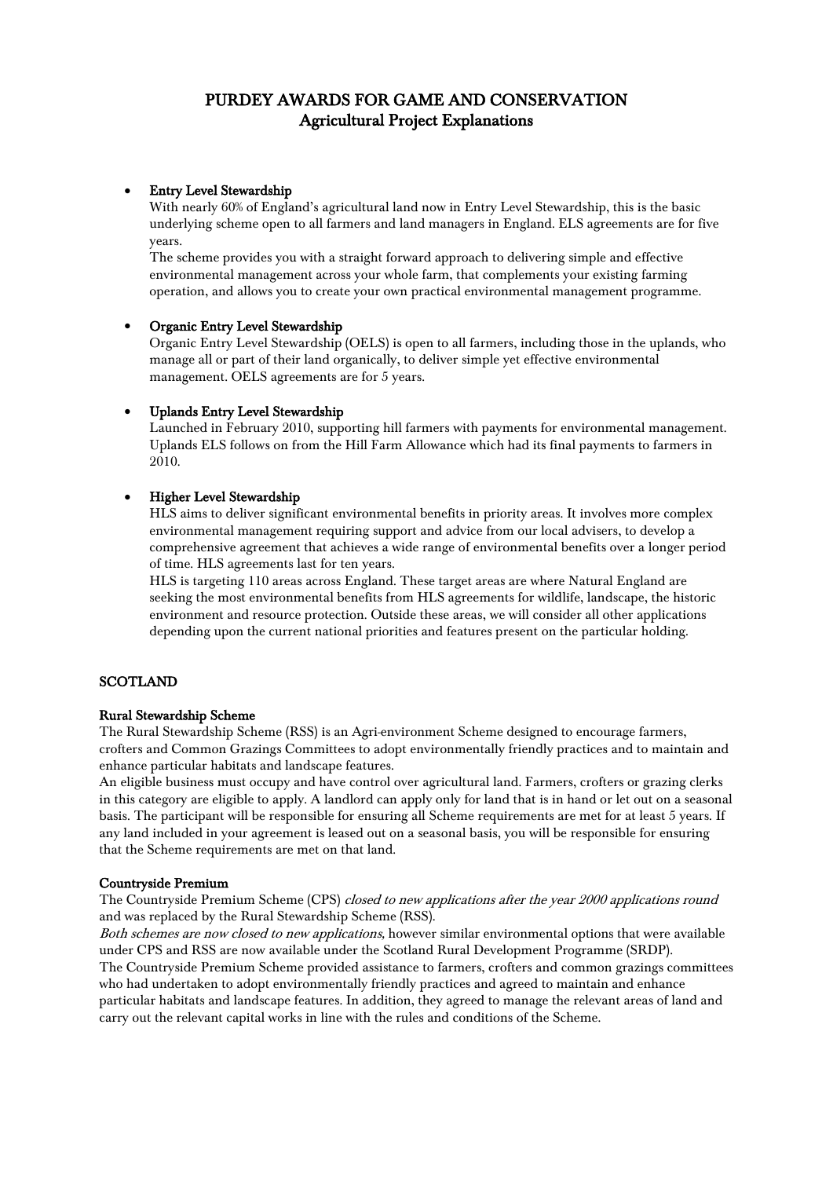# PURDEY AWARDS FOR GAME AND CONSERVATION
## Agricultural Project Explanations

- **Entry Level Stewardship**
  With nearly 60% of England's agricultural land now in Entry Level Stewardship, this is the basic underlying scheme open to all farmers and land managers in England. ELS agreements are for five years.
  The scheme provides you with a straight forward approach to delivering simple and effective environmental management across your whole farm, that complements your existing farming operation, and allows you to create your own practical environmental management programme.

- **Organic Entry Level Stewardship**
  Organic Entry Level Stewardship (OELS) is open to all farmers, including those in the uplands, who manage all or part of their land organically, to deliver simple yet effective environmental management. OELS agreements are for 5 years.

- **Uplands Entry Level Stewardship**
  Launched in February 2010, supporting hill farmers with payments for environmental management. Uplands ELS follows on from the Hill Farm Allowance which had its final payments to farmers in 2010.

- **Higher Level Stewardship**
  HLS aims to deliver significant environmental benefits in priority areas. It involves more complex environmental management requiring support and advice from our local advisers, to develop a comprehensive agreement that achieves a wide range of environmental benefits over a longer period of time. HLS agreements last for ten years.
  HLS is targeting 110 areas across England. These target areas are where Natural England are seeking the most environmental benefits from HLS agreements for wildlife, landscape, the historic environment and resource protection. Outside these areas, we will consider all other applications depending upon the current national priorities and features present on the particular holding.

## SCOTLAND

**Rural Stewardship Scheme**

The Rural Stewardship Scheme (RSS) is an Agri-environment Scheme designed to encourage farmers, crofters and Common Grazings Committees to adopt environmentally friendly practices and to maintain and enhance particular habitats and landscape features.

An eligible business must occupy and have control over agricultural land. Farmers, crofters or grazing clerks in this category are eligible to apply. A landlord can apply only for land that is in hand or let out on a seasonal basis. The participant will be responsible for ensuring all Scheme requirements are met for at least 5 years. If any land included in your agreement is leased out on a seasonal basis, you will be responsible for ensuring that the Scheme requirements are met on that land.

**Countryside Premium**

The Countryside Premium Scheme (CPS) *closed to new applications after the year 2000 applications round* and was replaced by the Rural Stewardship Scheme (RSS).

*Both schemes are now closed to new applications,* however similar environmental options that were available under CPS and RSS are now available under the Scotland Rural Development Programme (SRDP).

The Countryside Premium Scheme provided assistance to farmers, crofters and common grazings committees who had undertaken to adopt environmentally friendly practices and agreed to maintain and enhance particular habitats and landscape features. In addition, they agreed to manage the relevant areas of land and carry out the relevant capital works in line with the rules and conditions of the Scheme.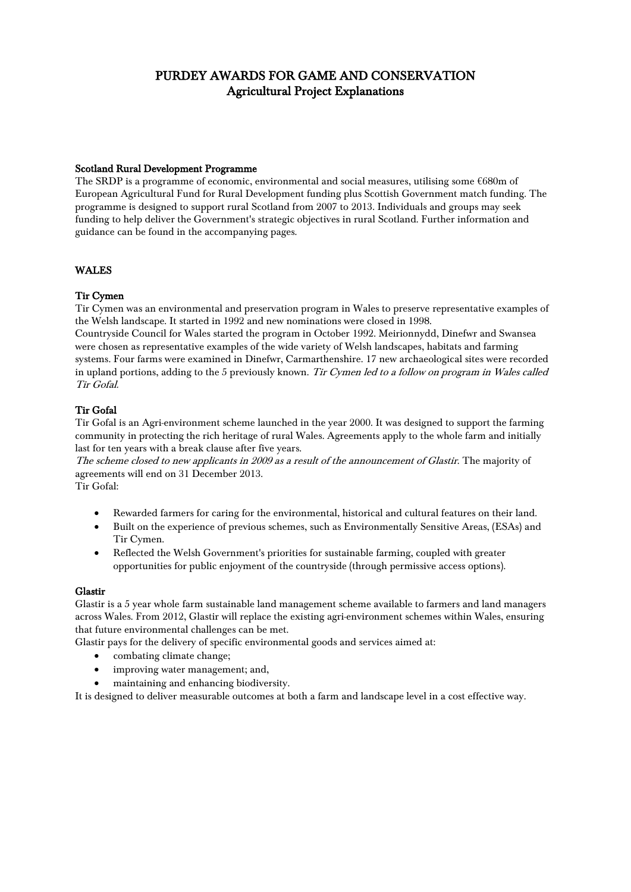# PURDEY AWARDS FOR GAME AND CONSERVATION
## Agricultural Project Explanations

### Scotland Rural Development Programme

The SRDP is a programme of economic, environmental and social measures, utilising some €680m of European Agricultural Fund for Rural Development funding plus Scottish Government match funding. The programme is designed to support rural Scotland from 2007 to 2013. Individuals and groups may seek funding to help deliver the Government's strategic objectives in rural Scotland. Further information and guidance can be found in the accompanying pages.

## WALES

### Tir Cymen

Tir Cymen was an environmental and preservation program in Wales to preserve representative examples of the Welsh landscape. It started in 1992 and new nominations were closed in 1998.

Countryside Council for Wales started the program in October 1992. Meirionnydd, Dinefwr and Swansea were chosen as representative examples of the wide variety of Welsh landscapes, habitats and farming systems. Four farms were examined in Dinefwr, Carmarthenshire. 17 new archaeological sites were recorded in upland portions, adding to the 5 previously known. *Tir Cymen led to a follow on program in Wales called Tir Gofal.*

### Tir Gofal

Tir Gofal is an Agri-environment scheme launched in the year 2000. It was designed to support the farming community in protecting the rich heritage of rural Wales. Agreements apply to the whole farm and initially last for ten years with a break clause after five years.

*The scheme closed to new applicants in 2009 as a result of the announcement of Glastir.* The majority of agreements will end on 31 December 2013.

Tir Gofal:

- Rewarded farmers for caring for the environmental, historical and cultural features on their land.
- Built on the experience of previous schemes, such as Environmentally Sensitive Areas, (ESAs) and Tir Cymen.
- Reflected the Welsh Government's priorities for sustainable farming, coupled with greater opportunities for public enjoyment of the countryside (through permissive access options).

### Glastir

Glastir is a 5 year whole farm sustainable land management scheme available to farmers and land managers across Wales. From 2012, Glastir will replace the existing agri-environment schemes within Wales, ensuring that future environmental challenges can be met.

Glastir pays for the delivery of specific environmental goods and services aimed at:

- combating climate change;
- improving water management; and,
- maintaining and enhancing biodiversity.

It is designed to deliver measurable outcomes at both a farm and landscape level in a cost effective way.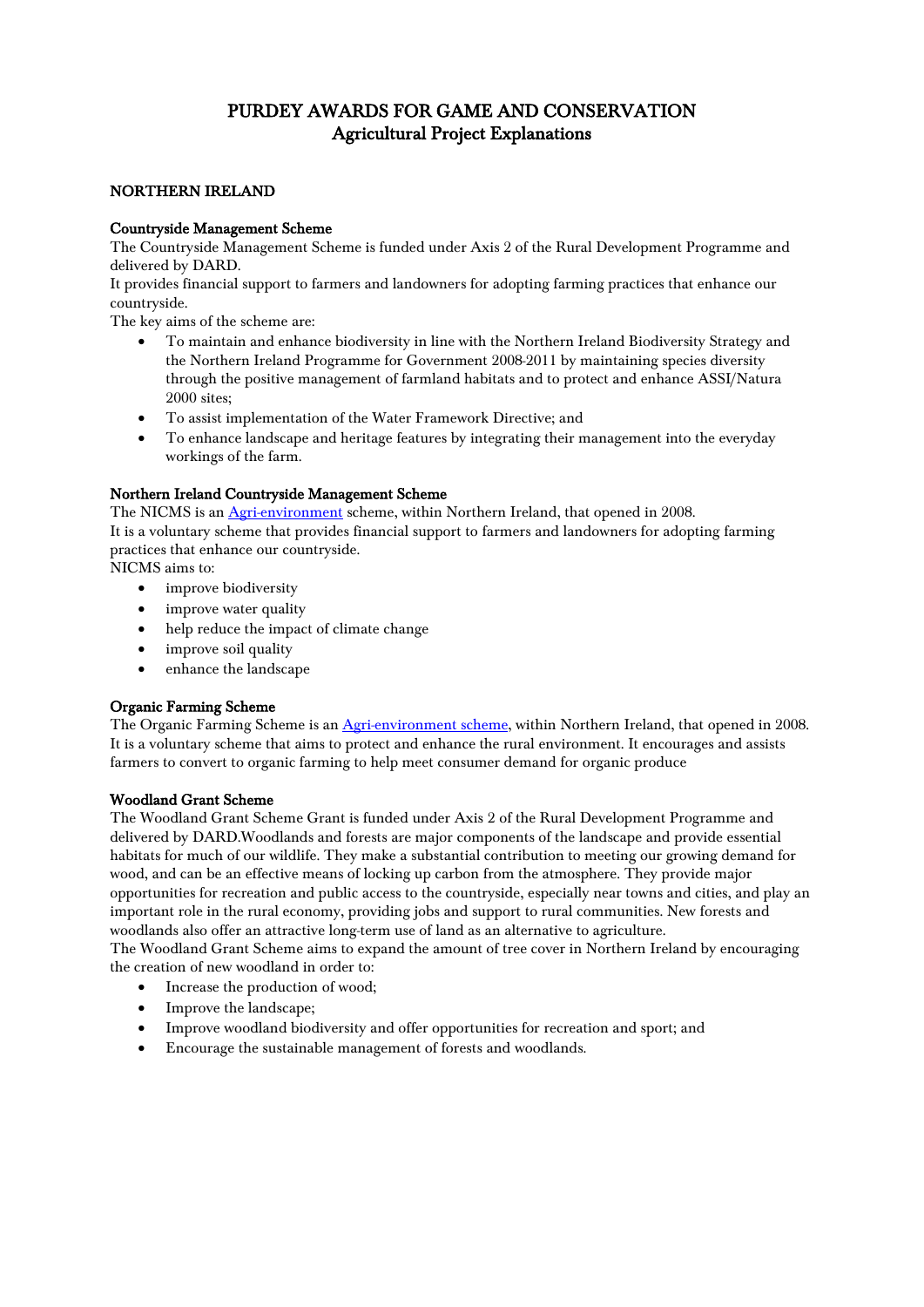# PURDEY AWARDS FOR GAME AND CONSERVATION
## Agricultural Project Explanations

### NORTHERN IRELAND

**Countryside Management Scheme**

The Countryside Management Scheme is funded under Axis 2 of the Rural Development Programme and delivered by DARD.

It provides financial support to farmers and landowners for adopting farming practices that enhance our countryside.

The key aims of the scheme are:

- To maintain and enhance biodiversity in line with the Northern Ireland Biodiversity Strategy and the Northern Ireland Programme for Government 2008-2011 by maintaining species diversity through the positive management of farmland habitats and to protect and enhance ASSI/Natura 2000 sites;
- To assist implementation of the Water Framework Directive; and
- To enhance landscape and heritage features by integrating their management into the everyday workings of the farm.

**Northern Ireland Countryside Management Scheme**

The NICMS is an Agri-environment scheme, within Northern Ireland, that opened in 2008.

It is a voluntary scheme that provides financial support to farmers and landowners for adopting farming practices that enhance our countryside.

NICMS aims to:

- improve biodiversity
- improve water quality
- help reduce the impact of climate change
- improve soil quality
- enhance the landscape

**Organic Farming Scheme**

The Organic Farming Scheme is an Agri-environment scheme, within Northern Ireland, that opened in 2008. It is a voluntary scheme that aims to protect and enhance the rural environment. It encourages and assists farmers to convert to organic farming to help meet consumer demand for organic produce

**Woodland Grant Scheme**

The Woodland Grant Scheme Grant is funded under Axis 2 of the Rural Development Programme and delivered by DARD.Woodlands and forests are major components of the landscape and provide essential habitats for much of our wildlife. They make a substantial contribution to meeting our growing demand for wood, and can be an effective means of locking up carbon from the atmosphere. They provide major opportunities for recreation and public access to the countryside, especially near towns and cities, and play an important role in the rural economy, providing jobs and support to rural communities. New forests and woodlands also offer an attractive long-term use of land as an alternative to agriculture.

The Woodland Grant Scheme aims to expand the amount of tree cover in Northern Ireland by encouraging the creation of new woodland in order to:

- Increase the production of wood;
- Improve the landscape;
- Improve woodland biodiversity and offer opportunities for recreation and sport; and
- Encourage the sustainable management of forests and woodlands.